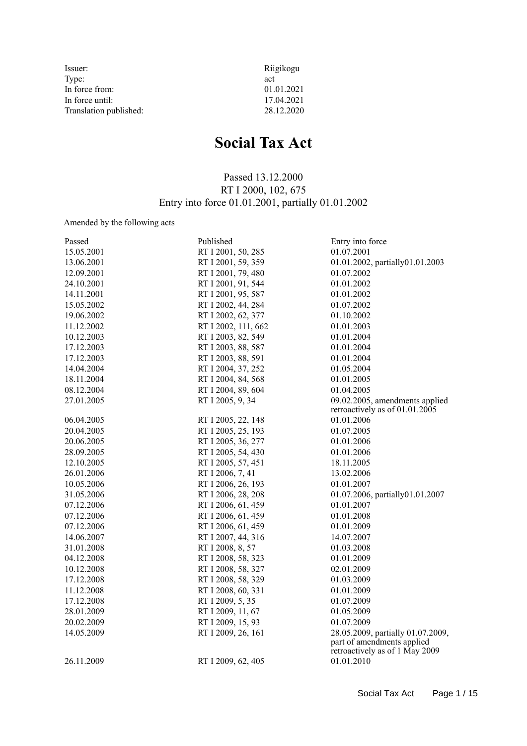| | |
|---|---|
| Issuer: | Riigikogu |
| Type: | act |
| In force from: | 01.01.2021 |
| In force until: | 17.04.2021 |
| Translation published: | 28.12.2020 |

# Social Tax Act

Passed 13.12.2000
RT I 2000, 102, 675
Entry into force 01.01.2001, partially 01.01.2002

Amended by the following acts

| Passed | Published | Entry into force |
|---|---|---|
| 15.05.2001 | RT I 2001, 50, 285 | 01.07.2001 |
| 13.06.2001 | RT I 2001, 59, 359 | 01.01.2002, partially01.01.2003 |
| 12.09.2001 | RT I 2001, 79, 480 | 01.07.2002 |
| 24.10.2001 | RT I 2001, 91, 544 | 01.01.2002 |
| 14.11.2001 | RT I 2001, 95, 587 | 01.01.2002 |
| 15.05.2002 | RT I 2002, 44, 284 | 01.07.2002 |
| 19.06.2002 | RT I 2002, 62, 377 | 01.10.2002 |
| 11.12.2002 | RT I 2002, 111, 662 | 01.01.2003 |
| 10.12.2003 | RT I 2003, 82, 549 | 01.01.2004 |
| 17.12.2003 | RT I 2003, 88, 587 | 01.01.2004 |
| 17.12.2003 | RT I 2003, 88, 591 | 01.01.2004 |
| 14.04.2004 | RT I 2004, 37, 252 | 01.05.2004 |
| 18.11.2004 | RT I 2004, 84, 568 | 01.01.2005 |
| 08.12.2004 | RT I 2004, 89, 604 | 01.04.2005 |
| 27.01.2005 | RT I 2005, 9, 34 | 09.02.2005, amendments applied retroactively as of 01.01.2005 |
| 06.04.2005 | RT I 2005, 22, 148 | 01.01.2006 |
| 20.04.2005 | RT I 2005, 25, 193 | 01.07.2005 |
| 20.06.2005 | RT I 2005, 36, 277 | 01.01.2006 |
| 28.09.2005 | RT I 2005, 54, 430 | 01.01.2006 |
| 12.10.2005 | RT I 2005, 57, 451 | 18.11.2005 |
| 26.01.2006 | RT I 2006, 7, 41 | 13.02.2006 |
| 10.05.2006 | RT I 2006, 26, 193 | 01.01.2007 |
| 31.05.2006 | RT I 2006, 28, 208 | 01.07.2006, partially01.01.2007 |
| 07.12.2006 | RT I 2006, 61, 459 | 01.01.2007 |
| 07.12.2006 | RT I 2006, 61, 459 | 01.01.2008 |
| 07.12.2006 | RT I 2006, 61, 459 | 01.01.2009 |
| 14.06.2007 | RT I 2007, 44, 316 | 14.07.2007 |
| 31.01.2008 | RT I 2008, 8, 57 | 01.03.2008 |
| 04.12.2008 | RT I 2008, 58, 323 | 01.01.2009 |
| 10.12.2008 | RT I 2008, 58, 327 | 02.01.2009 |
| 17.12.2008 | RT I 2008, 58, 329 | 01.03.2009 |
| 11.12.2008 | RT I 2008, 60, 331 | 01.01.2009 |
| 17.12.2008 | RT I 2009, 5, 35 | 01.07.2009 |
| 28.01.2009 | RT I 2009, 11, 67 | 01.05.2009 |
| 20.02.2009 | RT I 2009, 15, 93 | 01.07.2009 |
| 14.05.2009 | RT I 2009, 26, 161 | 28.05.2009, partially 01.07.2009, part of amendments applied retroactively as of 1 May 2009 |
| 26.11.2009 | RT I 2009, 62, 405 | 01.01.2010 |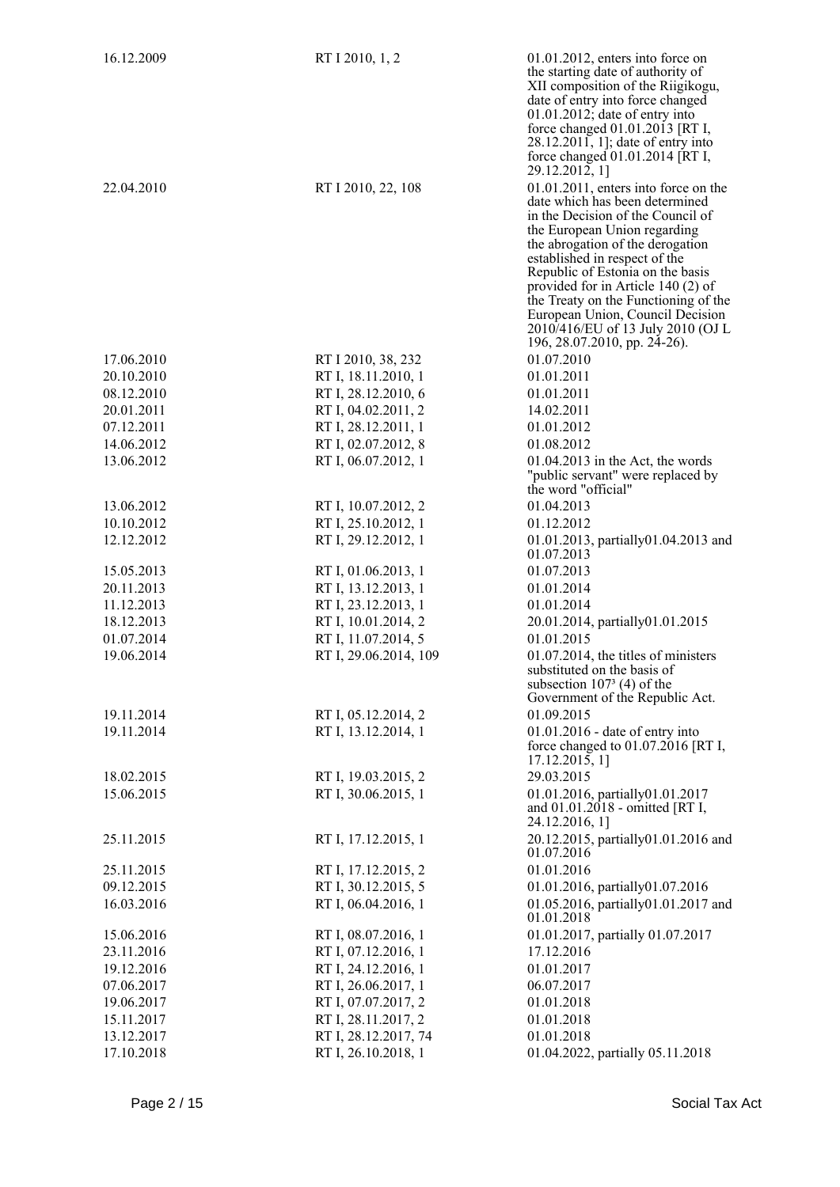| | | |
|---|---|---|
| 16.12.2009 | RT I 2010, 1, 2 | 01.01.2012, enters into force on the starting date of authority of XII composition of the Riigikogu, date of entry into force changed 01.01.2012; date of entry into force changed 01.01.2013 [RT I, 28.12.2011, 1]; date of entry into force changed 01.01.2014 [RT I, 29.12.2012, 1] |
| 22.04.2010 | RT I 2010, 22, 108 | 01.01.2011, enters into force on the date which has been determined in the Decision of the Council of the European Union regarding the abrogation of the derogation established in respect of the Republic of Estonia on the basis provided for in Article 140 (2) of the Treaty on the Functioning of the European Union, Council Decision 2010/416/EU of 13 July 2010 (OJ L 196, 28.07.2010, pp. 24-26). |
| 17.06.2010 | RT I 2010, 38, 232 | 01.07.2010 |
| 20.10.2010 | RT I, 18.11.2010, 1 | 01.01.2011 |
| 08.12.2010 | RT I, 28.12.2010, 6 | 01.01.2011 |
| 20.01.2011 | RT I, 04.02.2011, 2 | 14.02.2011 |
| 07.12.2011 | RT I, 28.12.2011, 1 | 01.01.2012 |
| 14.06.2012 | RT I, 02.07.2012, 8 | 01.08.2012 |
| 13.06.2012 | RT I, 06.07.2012, 1 | 01.04.2013 in the Act, the words "public servant" were replaced by the word "official" |
| 13.06.2012 | RT I, 10.07.2012, 2 | 01.04.2013 |
| 10.10.2012 | RT I, 25.10.2012, 1 | 01.12.2012 |
| 12.12.2012 | RT I, 29.12.2012, 1 | 01.01.2013, partially01.04.2013 and 01.07.2013 |
| 15.05.2013 | RT I, 01.06.2013, 1 | 01.07.2013 |
| 20.11.2013 | RT I, 13.12.2013, 1 | 01.01.2014 |
| 11.12.2013 | RT I, 23.12.2013, 1 | 01.01.2014 |
| 18.12.2013 | RT I, 10.01.2014, 2 | 20.01.2014, partially01.01.2015 |
| 01.07.2014 | RT I, 11.07.2014, 5 | 01.01.2015 |
| 19.06.2014 | RT I, 29.06.2014, 109 | 01.07.2014, the titles of ministers substituted on the basis of subsection $107^3$ (4) of the Government of the Republic Act. |
| 19.11.2014 | RT I, 05.12.2014, 2 | 01.09.2015 |
| 19.11.2014 | RT I, 13.12.2014, 1 | 01.01.2016 - date of entry into force changed to 01.07.2016 [RT I, 17.12.2015, 1] |
| 18.02.2015 | RT I, 19.03.2015, 2 | 29.03.2015 |
| 15.06.2015 | RT I, 30.06.2015, 1 | 01.01.2016, partially01.01.2017 and 01.01.2018 - omitted [RT I, 24.12.2016, 1] |
| 25.11.2015 | RT I, 17.12.2015, 1 | 20.12.2015, partially01.01.2016 and 01.07.2016 |
| 25.11.2015 | RT I, 17.12.2015, 2 | 01.01.2016 |
| 09.12.2015 | RT I, 30.12.2015, 5 | 01.01.2016, partially01.07.2016 |
| 16.03.2016 | RT I, 06.04.2016, 1 | 01.05.2016, partially01.01.2017 and 01.01.2018 |
| 15.06.2016 | RT I, 08.07.2016, 1 | 01.01.2017, partially 01.07.2017 |
| 23.11.2016 | RT I, 07.12.2016, 1 | 17.12.2016 |
| 19.12.2016 | RT I, 24.12.2016, 1 | 01.01.2017 |
| 07.06.2017 | RT I, 26.06.2017, 1 | 06.07.2017 |
| 19.06.2017 | RT I, 07.07.2017, 2 | 01.01.2018 |
| 15.11.2017 | RT I, 28.11.2017, 2 | 01.01.2018 |
| 13.12.2017 | RT I, 28.12.2017, 74 | 01.01.2018 |
| 17.10.2018 | RT I, 26.10.2018, 1 | 01.04.2022, partially 05.11.2018 |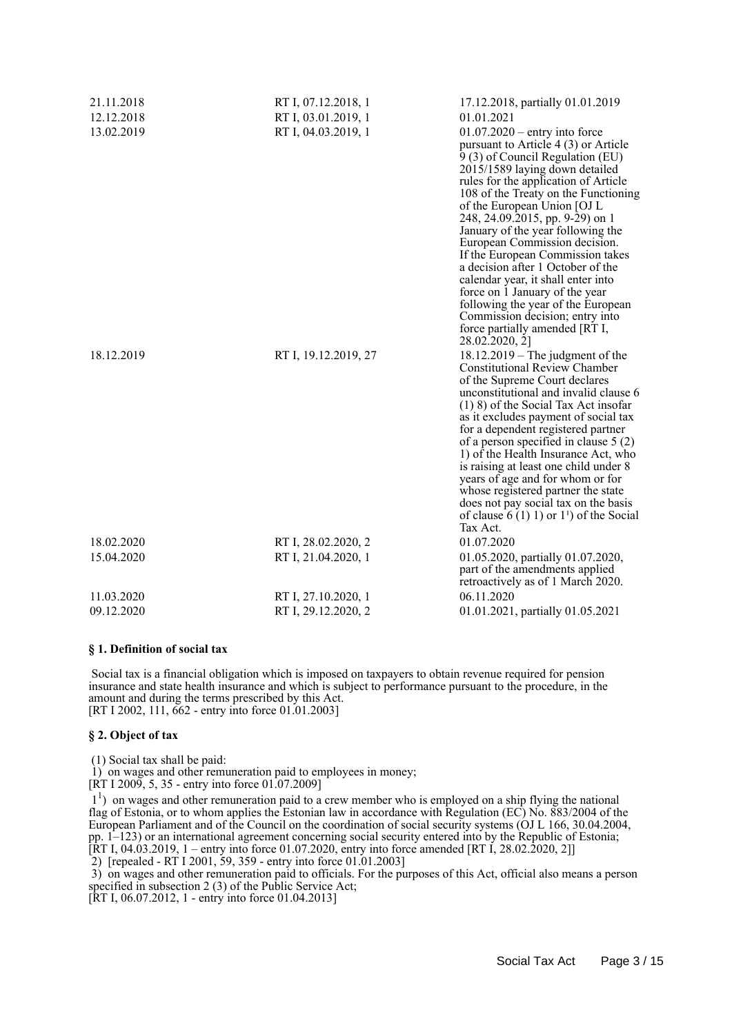| | | |
|---|---|---|
| 21.11.2018 | RT I, 07.12.2018, 1 | 17.12.2018, partially 01.01.2019 |
| 12.12.2018 | RT I, 03.01.2019, 1 | 01.01.2021 |
| 13.02.2019 | RT I, 04.03.2019, 1 | 01.07.2020 – entry into force pursuant to Article 4 (3) or Article 9 (3) of Council Regulation (EU) 2015/1589 laying down detailed rules for the application of Article 108 of the Treaty on the Functioning of the European Union [OJ L 248, 24.09.2015, pp. 9-29) on 1 January of the year following the European Commission decision. If the European Commission takes a decision after 1 October of the calendar year, it shall enter into force on 1 January of the year following the year of the European Commission decision; entry into force partially amended [RT I, 28.02.2020, 2] |
| 18.12.2019 | RT I, 19.12.2019, 27 | 18.12.2019 – The judgment of the Constitutional Review Chamber of the Supreme Court declares unconstitutional and invalid clause 6 (1) 8) of the Social Tax Act insofar as it excludes payment of social tax for a dependent registered partner of a person specified in clause 5 (2) 1) of the Health Insurance Act, who is raising at least one child under 8 years of age and for whom or for whose registered partner the state does not pay social tax on the basis of clause 6 (1) 1) or $1^1$) of the Social Tax Act. |
| 18.02.2020 | RT I, 28.02.2020, 2 | 01.07.2020 |
| 15.04.2020 | RT I, 21.04.2020, 1 | 01.05.2020, partially 01.07.2020, part of the amendments applied retroactively as of 1 March 2020. |
| 11.03.2020 | RT I, 27.10.2020, 1 | 06.11.2020 |
| 09.12.2020 | RT I, 29.12.2020, 2 | 01.01.2021, partially 01.05.2021 |

## § 1. Definition of social tax

Social tax is a financial obligation which is imposed on taxpayers to obtain revenue required for pension insurance and state health insurance and which is subject to performance pursuant to the procedure, in the amount and during the terms prescribed by this Act.
[RT I 2002, 111, 662 - entry into force 01.01.2003]

## § 2. Object of tax

(1) Social tax shall be paid:
1) on wages and other remuneration paid to employees in money;
[RT I 2009, 5, 35 - entry into force 01.07.2009]
$1^1$) on wages and other remuneration paid to a crew member who is employed on a ship flying the national flag of Estonia, or to whom applies the Estonian law in accordance with Regulation (EC) No. 883/2004 of the European Parliament and of the Council on the coordination of social security systems (OJ L 166, 30.04.2004, pp. 1–123) or an international agreement concerning social security entered into by the Republic of Estonia;
[RT I, 04.03.2019, 1 – entry into force 01.07.2020, entry into force amended [RT I, 28.02.2020, 2]]
2) [repealed - RT I 2001, 59, 359 - entry into force 01.01.2003]
3) on wages and other remuneration paid to officials. For the purposes of this Act, official also means a person specified in subsection 2 (3) of the Public Service Act;
[RT I, 06.07.2012, 1 - entry into force 01.04.2013]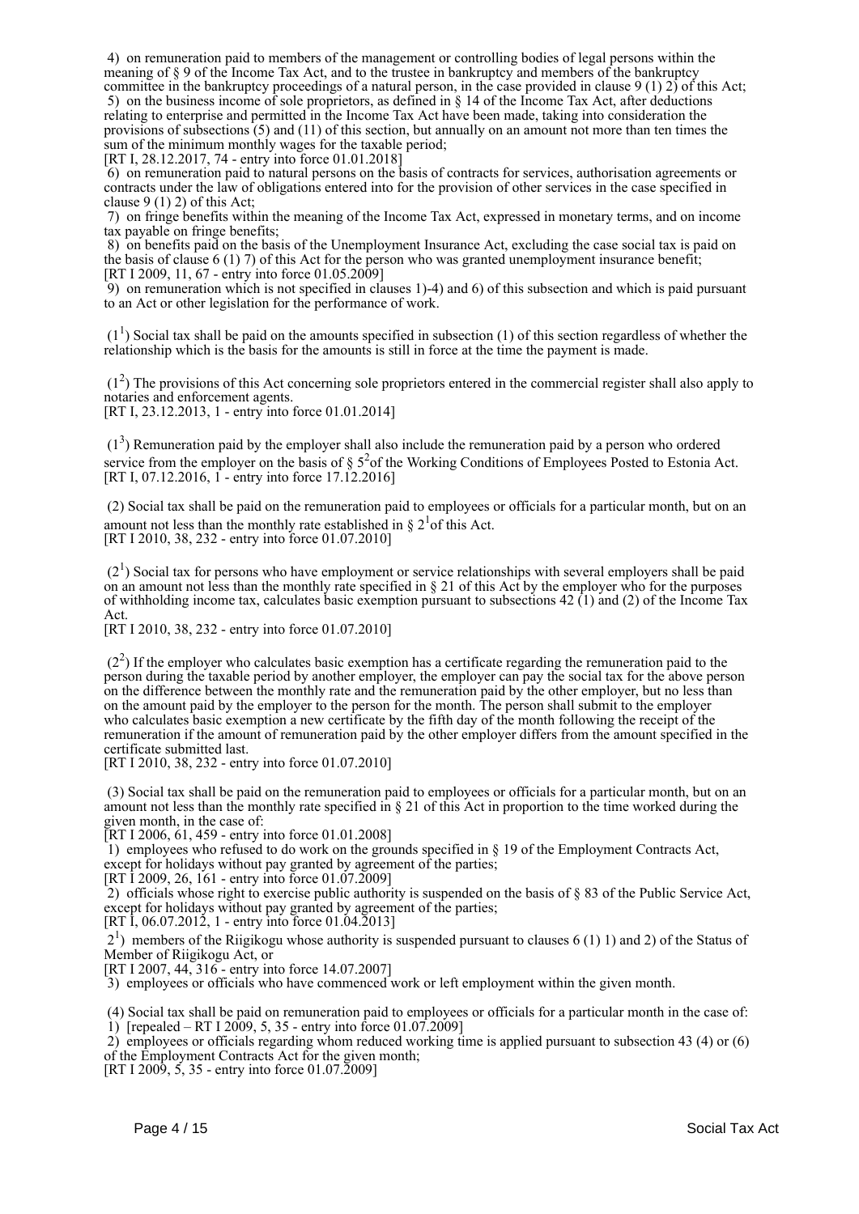4) on remuneration paid to members of the management or controlling bodies of legal persons within the meaning of § 9 of the Income Tax Act, and to the trustee in bankruptcy and members of the bankruptcy committee in the bankruptcy proceedings of a natural person, in the case provided in clause 9 (1) 2) of this Act;

5) on the business income of sole proprietors, as defined in § 14 of the Income Tax Act, after deductions relating to enterprise and permitted in the Income Tax Act have been made, taking into consideration the provisions of subsections (5) and (11) of this section, but annually on an amount not more than ten times the sum of the minimum monthly wages for the taxable period;
[RT I, 28.12.2017, 74 - entry into force 01.01.2018]

6) on remuneration paid to natural persons on the basis of contracts for services, authorisation agreements or contracts under the law of obligations entered into for the provision of other services in the case specified in clause 9 (1) 2) of this Act;

7) on fringe benefits within the meaning of the Income Tax Act, expressed in monetary terms, and on income tax payable on fringe benefits;

8) on benefits paid on the basis of the Unemployment Insurance Act, excluding the case social tax is paid on the basis of clause 6 (1) 7) of this Act for the person who was granted unemployment insurance benefit;
[RT I 2009, 11, 67 - entry into force 01.05.2009]

9) on remuneration which is not specified in clauses 1)-4) and 6) of this subsection and which is paid pursuant to an Act or other legislation for the performance of work.

($1^1$) Social tax shall be paid on the amounts specified in subsection (1) of this section regardless of whether the relationship which is the basis for the amounts is still in force at the time the payment is made.

($1^2$) The provisions of this Act concerning sole proprietors entered in the commercial register shall also apply to notaries and enforcement agents.
[RT I, 23.12.2013, 1 - entry into force 01.01.2014]

($1^3$) Remuneration paid by the employer shall also include the remuneration paid by a person who ordered service from the employer on the basis of § $5^2$of the Working Conditions of Employees Posted to Estonia Act.
[RT I, 07.12.2016, 1 - entry into force 17.12.2016]

(2) Social tax shall be paid on the remuneration paid to employees or officials for a particular month, but on an amount not less than the monthly rate established in § $2^1$of this Act.
[RT I 2010, 38, 232 - entry into force 01.07.2010]

($2^1$) Social tax for persons who have employment or service relationships with several employers shall be paid on an amount not less than the monthly rate specified in § 21 of this Act by the employer who for the purposes of withholding income tax, calculates basic exemption pursuant to subsections 42 (1) and (2) of the Income Tax Act.
[RT I 2010, 38, 232 - entry into force 01.07.2010]

($2^2$) If the employer who calculates basic exemption has a certificate regarding the remuneration paid to the person during the taxable period by another employer, the employer can pay the social tax for the above person on the difference between the monthly rate and the remuneration paid by the other employer, but no less than on the amount paid by the employer to the person for the month. The person shall submit to the employer who calculates basic exemption a new certificate by the fifth day of the month following the receipt of the remuneration if the amount of remuneration paid by the other employer differs from the amount specified in the certificate submitted last.
[RT I 2010, 38, 232 - entry into force 01.07.2010]

(3) Social tax shall be paid on the remuneration paid to employees or officials for a particular month, but on an amount not less than the monthly rate specified in § 21 of this Act in proportion to the time worked during the given month, in the case of:
[RT I 2006, 61, 459 - entry into force 01.01.2008]

1) employees who refused to do work on the grounds specified in § 19 of the Employment Contracts Act, except for holidays without pay granted by agreement of the parties;
[RT I 2009, 26, 161 - entry into force 01.07.2009]

2) officials whose right to exercise public authority is suspended on the basis of § 83 of the Public Service Act, except for holidays without pay granted by agreement of the parties;
[RT I, 06.07.2012, 1 - entry into force 01.04.2013]

$2^1$) members of the Riigikogu whose authority is suspended pursuant to clauses 6 (1) 1) and 2) of the Status of Member of Riigikogu Act, or
[RT I 2007, 44, 316 - entry into force 14.07.2007]

3) employees or officials who have commenced work or left employment within the given month.

(4) Social tax shall be paid on remuneration paid to employees or officials for a particular month in the case of:

1) [repealed – RT I 2009, 5, 35 - entry into force 01.07.2009]

2) employees or officials regarding whom reduced working time is applied pursuant to subsection 43 (4) or (6) of the Employment Contracts Act for the given month;
[RT I 2009, 5, 35 - entry into force 01.07.2009]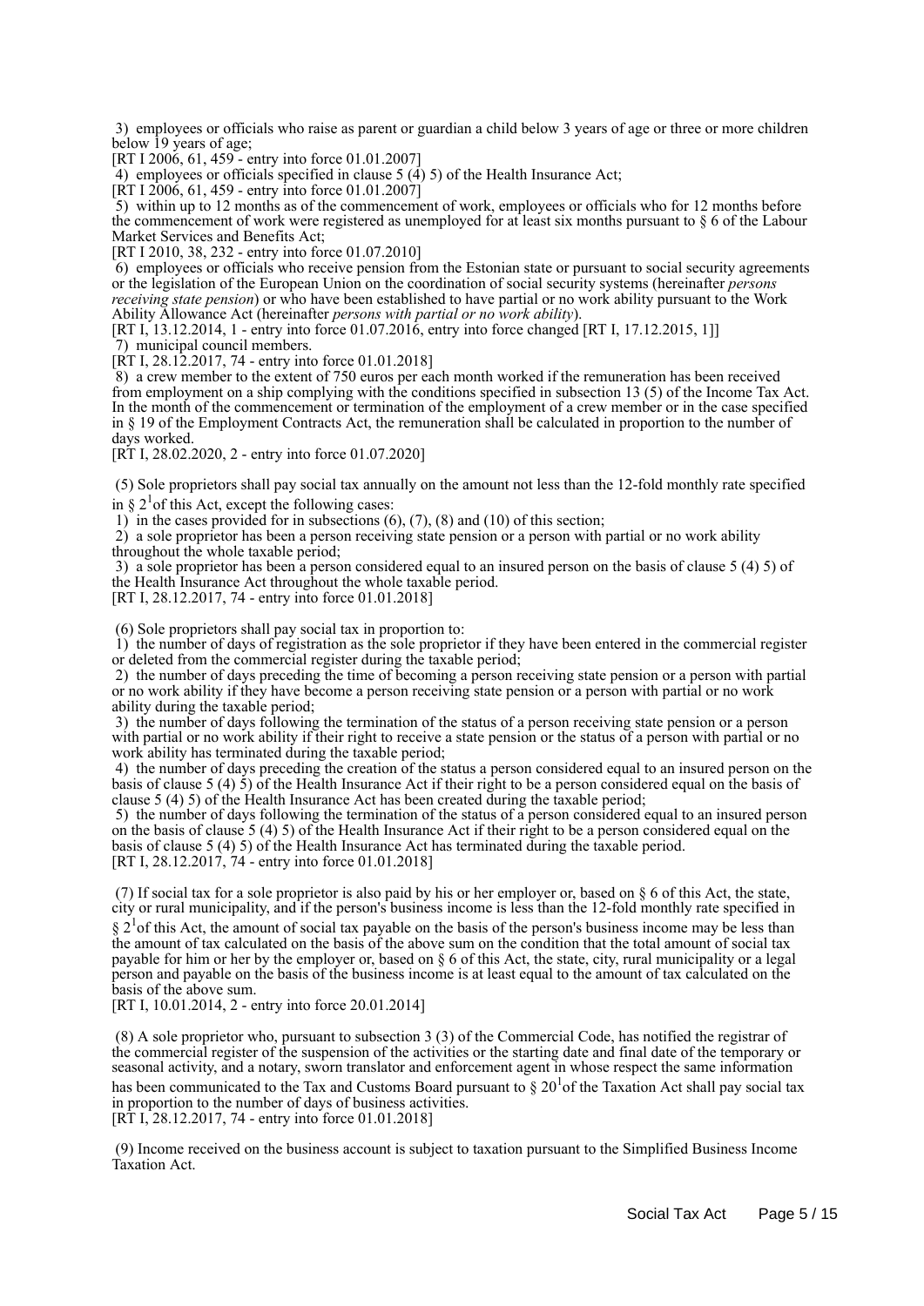3) employees or officials who raise as parent or guardian a child below 3 years of age or three or more children below 19 years of age;

[RT I 2006, 61, 459 - entry into force 01.01.2007]

4) employees or officials specified in clause 5 (4) 5) of the Health Insurance Act;

[RT I 2006, 61, 459 - entry into force 01.01.2007]

5) within up to 12 months as of the commencement of work, employees or officials who for 12 months before the commencement of work were registered as unemployed for at least six months pursuant to § 6 of the Labour Market Services and Benefits Act;

[RT I 2010, 38, 232 - entry into force 01.07.2010]

6) employees or officials who receive pension from the Estonian state or pursuant to social security agreements or the legislation of the European Union on the coordination of social security systems (hereinafter *persons receiving state pension*) or who have been established to have partial or no work ability pursuant to the Work Ability Allowance Act (hereinafter *persons with partial or no work ability*).

[RT I, 13.12.2014, 1 - entry into force 01.07.2016, entry into force changed [RT I, 17.12.2015, 1]]

7) municipal council members.

[RT I, 28.12.2017, 74 - entry into force 01.01.2018]

8) a crew member to the extent of 750 euros per each month worked if the remuneration has been received from employment on a ship complying with the conditions specified in subsection 13 (5) of the Income Tax Act. In the month of the commencement or termination of the employment of a crew member or in the case specified in § 19 of the Employment Contracts Act, the remuneration shall be calculated in proportion to the number of days worked.

[RT I, 28.02.2020, 2 - entry into force 01.07.2020]

(5) Sole proprietors shall pay social tax annually on the amount not less than the 12-fold monthly rate specified in § 2[1] of this Act, except the following cases:

1) in the cases provided for in subsections (6), (7), (8) and (10) of this section;

2) a sole proprietor has been a person receiving state pension or a person with partial or no work ability throughout the whole taxable period;

3) a sole proprietor has been a person considered equal to an insured person on the basis of clause 5 (4) 5) of the Health Insurance Act throughout the whole taxable period.

[RT I, 28.12.2017, 74 - entry into force 01.01.2018]

(6) Sole proprietors shall pay social tax in proportion to:

1) the number of days of registration as the sole proprietor if they have been entered in the commercial register or deleted from the commercial register during the taxable period;

2) the number of days preceding the time of becoming a person receiving state pension or a person with partial or no work ability if they have become a person receiving state pension or a person with partial or no work ability during the taxable period;

3) the number of days following the termination of the status of a person receiving state pension or a person with partial or no work ability if their right to receive a state pension or the status of a person with partial or no work ability has terminated during the taxable period;

4) the number of days preceding the creation of the status a person considered equal to an insured person on the basis of clause 5 (4) 5) of the Health Insurance Act if their right to be a person considered equal on the basis of clause 5 (4) 5) of the Health Insurance Act has been created during the taxable period;

5) the number of days following the termination of the status of a person considered equal to an insured person on the basis of clause 5 (4) 5) of the Health Insurance Act if their right to be a person considered equal on the basis of clause 5 (4) 5) of the Health Insurance Act has terminated during the taxable period.

[RT I, 28.12.2017, 74 - entry into force 01.01.2018]

(7) If social tax for a sole proprietor is also paid by his or her employer or, based on § 6 of this Act, the state, city or rural municipality, and if the person's business income is less than the 12-fold monthly rate specified in § 2[1] of this Act, the amount of social tax payable on the basis of the person's business income may be less than the amount of tax calculated on the basis of the above sum on the condition that the total amount of social tax payable for him or her by the employer or, based on § 6 of this Act, the state, city, rural municipality or a legal person and payable on the basis of the business income is at least equal to the amount of tax calculated on the basis of the above sum.

[RT I, 10.01.2014, 2 - entry into force 20.01.2014]

(8) A sole proprietor who, pursuant to subsection 3 (3) of the Commercial Code, has notified the registrar of the commercial register of the suspension of the activities or the starting date and final date of the temporary or seasonal activity, and a notary, sworn translator and enforcement agent in whose respect the same information has been communicated to the Tax and Customs Board pursuant to § 20[1] of the Taxation Act shall pay social tax in proportion to the number of days of business activities.

[RT I, 28.12.2017, 74 - entry into force 01.01.2018]

(9) Income received on the business account is subject to taxation pursuant to the Simplified Business Income Taxation Act.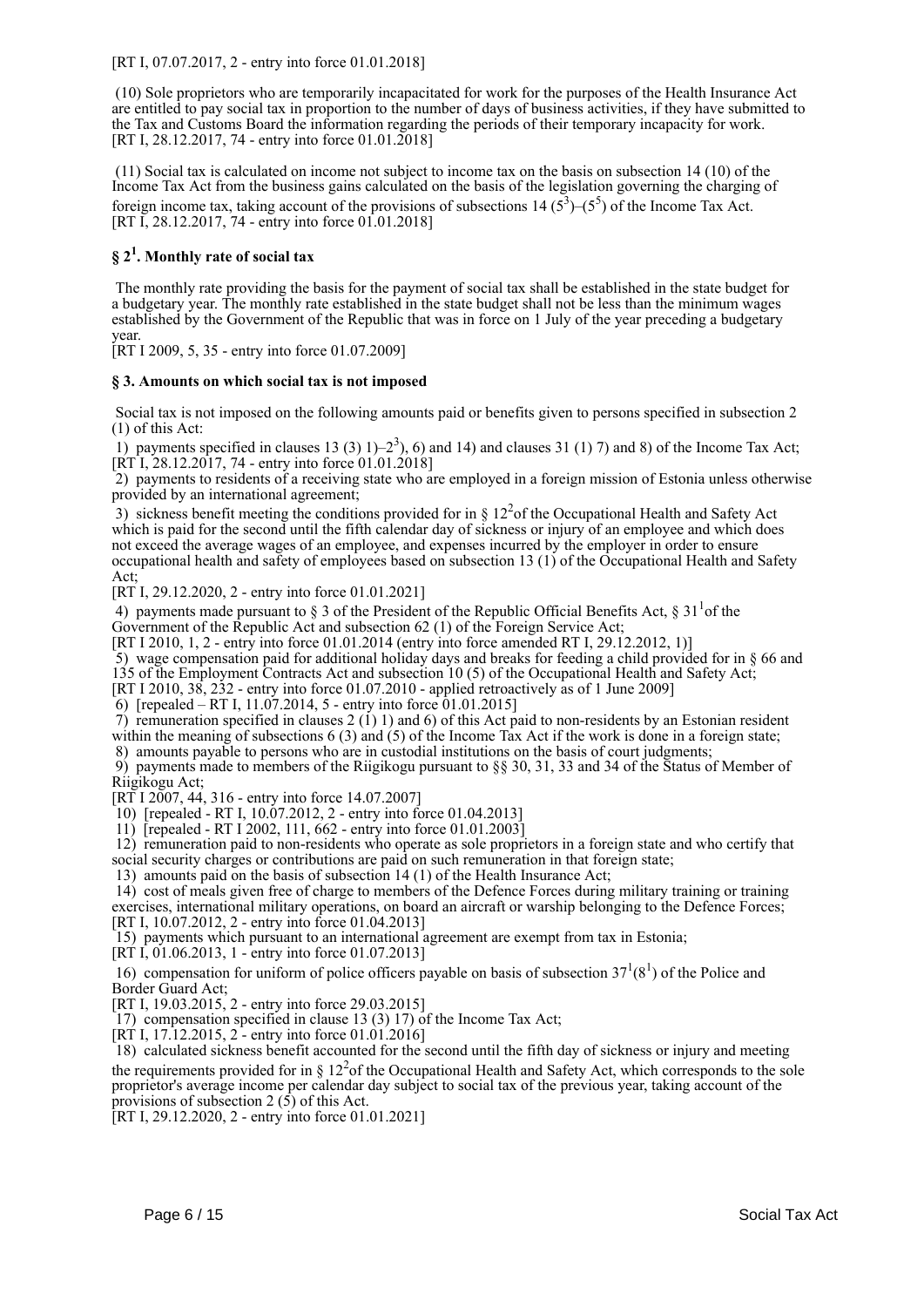[RT I, 07.07.2017, 2 - entry into force 01.01.2018]

(10) Sole proprietors who are temporarily incapacitated for work for the purposes of the Health Insurance Act are entitled to pay social tax in proportion to the number of days of business activities, if they have submitted to the Tax and Customs Board the information regarding the periods of their temporary incapacity for work.
[RT I, 28.12.2017, 74 - entry into force 01.01.2018]

(11) Social tax is calculated on income not subject to income tax on the basis on subsection 14 (10) of the Income Tax Act from the business gains calculated on the basis of the legislation governing the charging of foreign income tax, taking account of the provisions of subsections 14 ($5^3$)–($5^5$) of the Income Tax Act.
[RT I, 28.12.2017, 74 - entry into force 01.01.2018]

### § $2^1$. Monthly rate of social tax

The monthly rate providing the basis for the payment of social tax shall be established in the state budget for a budgetary year. The monthly rate established in the state budget shall not be less than the minimum wages established by the Government of the Republic that was in force on 1 July of the year preceding a budgetary year.
[RT I 2009, 5, 35 - entry into force 01.07.2009]

### § 3. Amounts on which social tax is not imposed

Social tax is not imposed on the following amounts paid or benefits given to persons specified in subsection 2 (1) of this Act:

1) payments specified in clauses 13 (3) 1)–$2^3$), 6) and 14) and clauses 31 (1) 7) and 8) of the Income Tax Act;
[RT I, 28.12.2017, 74 - entry into force 01.01.2018]
2) payments to residents of a receiving state who are employed in a foreign mission of Estonia unless otherwise provided by an international agreement;
3) sickness benefit meeting the conditions provided for in § $12^2$ of the Occupational Health and Safety Act which is paid for the second until the fifth calendar day of sickness or injury of an employee and which does not exceed the average wages of an employee, and expenses incurred by the employer in order to ensure occupational health and safety of employees based on subsection 13 (1) of the Occupational Health and Safety Act;
[RT I, 29.12.2020, 2 - entry into force 01.01.2021]
4) payments made pursuant to § 3 of the President of the Republic Official Benefits Act, § $31^1$ of the Government of the Republic Act and subsection 62 (1) of the Foreign Service Act;
[RT I 2010, 1, 2 - entry into force 01.01.2014 (entry into force amended RT I, 29.12.2012, 1)]
5) wage compensation paid for additional holiday days and breaks for feeding a child provided for in § 66 and 135 of the Employment Contracts Act and subsection 10 (5) of the Occupational Health and Safety Act;
[RT I 2010, 38, 232 - entry into force 01.07.2010 - applied retroactively as of 1 June 2009]
6) [repealed – RT I, 11.07.2014, 5 - entry into force 01.01.2015]
7) remuneration specified in clauses 2 (1) 1) and 6) of this Act paid to non-residents by an Estonian resident within the meaning of subsections 6 (3) and (5) of the Income Tax Act if the work is done in a foreign state;
8) amounts payable to persons who are in custodial institutions on the basis of court judgments;
9) payments made to members of the Riigikogu pursuant to §§ 30, 31, 33 and 34 of the Status of Member of Riigikogu Act;
[RT I 2007, 44, 316 - entry into force 14.07.2007]
10) [repealed - RT I, 10.07.2012, 2 - entry into force 01.04.2013]
11) [repealed - RT I 2002, 111, 662 - entry into force 01.01.2003]
12) remuneration paid to non-residents who operate as sole proprietors in a foreign state and who certify that social security charges or contributions are paid on such remuneration in that foreign state;
13) amounts paid on the basis of subsection 14 (1) of the Health Insurance Act;
14) cost of meals given free of charge to members of the Defence Forces during military training or training exercises, international military operations, on board an aircraft or warship belonging to the Defence Forces;
[RT I, 10.07.2012, 2 - entry into force 01.04.2013]
15) payments which pursuant to an international agreement are exempt from tax in Estonia;
[RT I, 01.06.2013, 1 - entry into force 01.07.2013]
16) compensation for uniform of police officers payable on basis of subsection $37^1$($8^1$) of the Police and Border Guard Act;
[RT I, 19.03.2015, 2 - entry into force 29.03.2015]
17) compensation specified in clause 13 (3) 17) of the Income Tax Act;
[RT I, 17.12.2015, 2 - entry into force 01.01.2016]
18) calculated sickness benefit accounted for the second until the fifth day of sickness or injury and meeting the requirements provided for in § $12^2$ of the Occupational Health and Safety Act, which corresponds to the sole proprietor's average income per calendar day subject to social tax of the previous year, taking account of the provisions of subsection 2 (5) of this Act.
[RT I, 29.12.2020, 2 - entry into force 01.01.2021]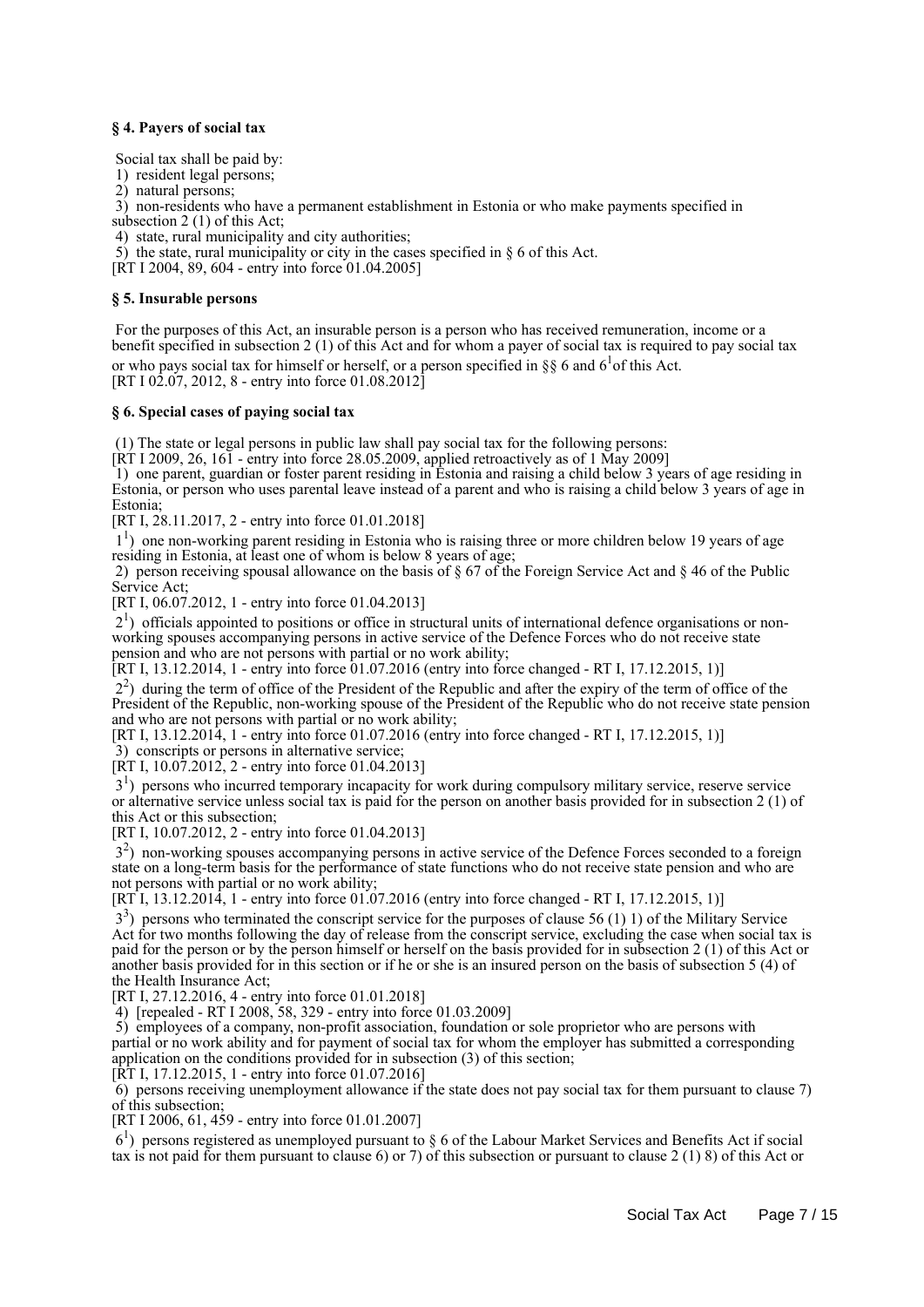**§ 4. Payers of social tax**

Social tax shall be paid by:

1) resident legal persons;

2) natural persons;

3) non-residents who have a permanent establishment in Estonia or who make payments specified in subsection 2 (1) of this Act;

4) state, rural municipality and city authorities;

5) the state, rural municipality or city in the cases specified in § 6 of this Act.

[RT I 2004, 89, 604 - entry into force 01.04.2005]

**§ 5. Insurable persons**

For the purposes of this Act, an insurable person is a person who has received remuneration, income or a benefit specified in subsection 2 (1) of this Act and for whom a payer of social tax is required to pay social tax or who pays social tax for himself or herself, or a person specified in §§ 6 and $6^1$ of this Act.

[RT I 02.07, 2012, 8 - entry into force 01.08.2012]

**§ 6. Special cases of paying social tax**

(1) The state or legal persons in public law shall pay social tax for the following persons:

[RT I 2009, 26, 161 - entry into force 28.05.2009, applied retroactively as of 1 May 2009]

1) one parent, guardian or foster parent residing in Estonia and raising a child below 3 years of age residing in Estonia, or person who uses parental leave instead of a parent and who is raising a child below 3 years of age in Estonia;

[RT I, 28.11.2017, 2 - entry into force 01.01.2018]

$1^1$) one non-working parent residing in Estonia who is raising three or more children below 19 years of age residing in Estonia, at least one of whom is below 8 years of age;

2) person receiving spousal allowance on the basis of § 67 of the Foreign Service Act and § 46 of the Public Service Act;

[RT I, 06.07.2012, 1 - entry into force 01.04.2013]

$2^1$) officials appointed to positions or office in structural units of international defence organisations or non-working spouses accompanying persons in active service of the Defence Forces who do not receive state pension and who are not persons with partial or no work ability;

[RT I, 13.12.2014, 1 - entry into force 01.07.2016 (entry into force changed - RT I, 17.12.2015, 1)]

$2^2$) during the term of office of the President of the Republic and after the expiry of the term of office of the President of the Republic, non-working spouse of the President of the Republic who do not receive state pension and who are not persons with partial or no work ability;

[RT I, 13.12.2014, 1 - entry into force 01.07.2016 (entry into force changed - RT I, 17.12.2015, 1)]

3) conscripts or persons in alternative service;

[RT I, 10.07.2012, 2 - entry into force 01.04.2013]

$3^1$) persons who incurred temporary incapacity for work during compulsory military service, reserve service or alternative service unless social tax is paid for the person on another basis provided for in subsection 2 (1) of this Act or this subsection;

[RT I, 10.07.2012, 2 - entry into force 01.04.2013]

$3^2$) non-working spouses accompanying persons in active service of the Defence Forces seconded to a foreign state on a long-term basis for the performance of state functions who do not receive state pension and who are not persons with partial or no work ability;

[RT I, 13.12.2014, 1 - entry into force 01.07.2016 (entry into force changed - RT I, 17.12.2015, 1)]

$3^3$) persons who terminated the conscript service for the purposes of clause 56 (1) 1) of the Military Service Act for two months following the day of release from the conscript service, excluding the case when social tax is paid for the person or by the person himself or herself on the basis provided for in subsection 2 (1) of this Act or another basis provided for in this section or if he or she is an insured person on the basis of subsection 5 (4) of the Health Insurance Act;

[RT I, 27.12.2016, 4 - entry into force 01.01.2018]

4) [repealed - RT I 2008, 58, 329 - entry into force 01.03.2009]

5) employees of a company, non-profit association, foundation or sole proprietor who are persons with partial or no work ability and for payment of social tax for whom the employer has submitted a corresponding application on the conditions provided for in subsection (3) of this section;

[RT I, 17.12.2015, 1 - entry into force 01.07.2016]

6) persons receiving unemployment allowance if the state does not pay social tax for them pursuant to clause 7) of this subsection;

[RT I 2006, 61, 459 - entry into force 01.01.2007]

$6^1$) persons registered as unemployed pursuant to § 6 of the Labour Market Services and Benefits Act if social tax is not paid for them pursuant to clause 6) or 7) of this subsection or pursuant to clause 2 (1) 8) of this Act or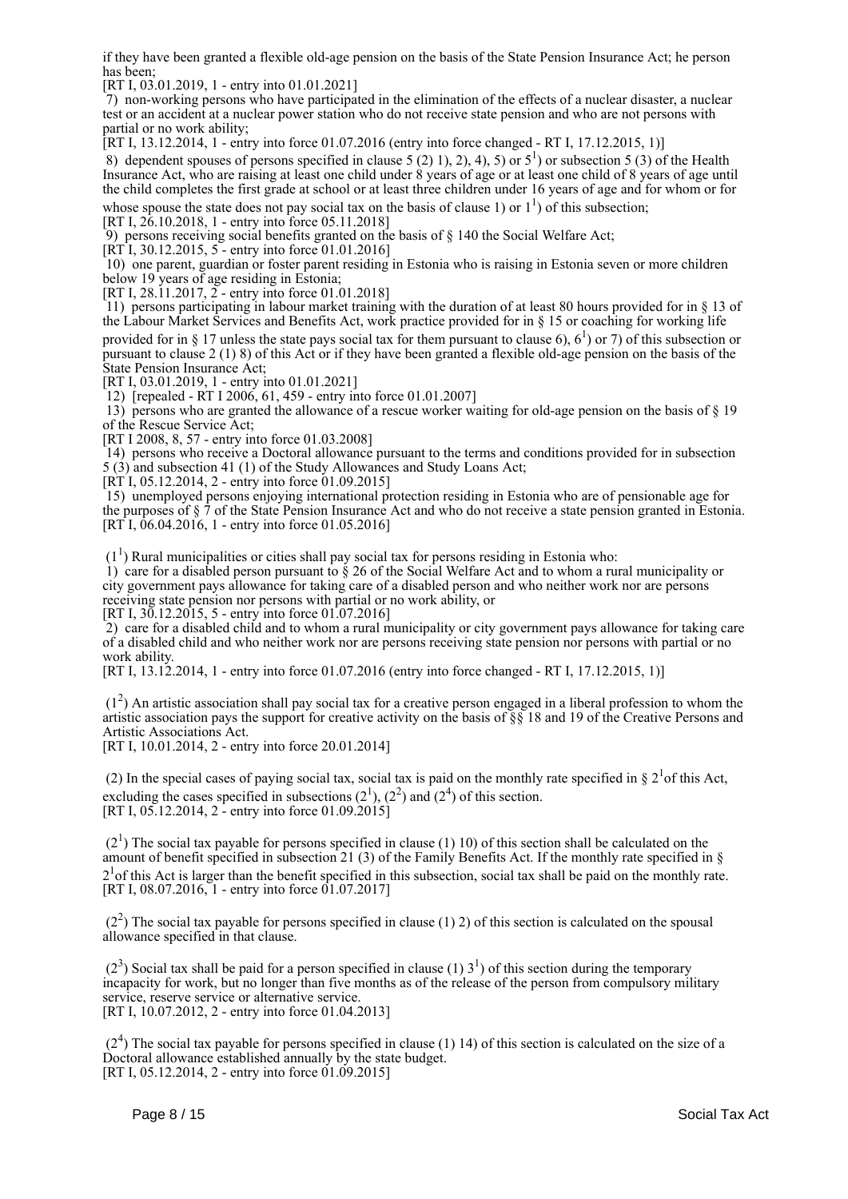if they have been granted a flexible old-age pension on the basis of the State Pension Insurance Act; he person has been;
[RT I, 03.01.2019, 1 - entry into 01.01.2021]

7) non-working persons who have participated in the elimination of the effects of a nuclear disaster, a nuclear test or an accident at a nuclear power station who do not receive state pension and who are not persons with partial or no work ability;
[RT I, 13.12.2014, 1 - entry into force 01.07.2016 (entry into force changed - RT I, 17.12.2015, 1)]

8) dependent spouses of persons specified in clause 5 (2) 1), 2), 4), 5) or $5^1$) or subsection 5 (3) of the Health Insurance Act, who are raising at least one child under 8 years of age or at least one child of 8 years of age until the child completes the first grade at school or at least three children under 16 years of age and for whom or for whose spouse the state does not pay social tax on the basis of clause 1) or $1^1$) of this subsection;
[RT I, 26.10.2018, 1 - entry into force 05.11.2018]

9) persons receiving social benefits granted on the basis of § 140 the Social Welfare Act;
[RT I, 30.12.2015, 5 - entry into force 01.01.2016]

10) one parent, guardian or foster parent residing in Estonia who is raising in Estonia seven or more children below 19 years of age residing in Estonia;
[RT I, 28.11.2017, 2 - entry into force 01.01.2018]

11) persons participating in labour market training with the duration of at least 80 hours provided for in § 13 of the Labour Market Services and Benefits Act, work practice provided for in § 15 or coaching for working life provided for in § 17 unless the state pays social tax for them pursuant to clause 6), $6^1$) or 7) of this subsection or pursuant to clause 2 (1) 8) of this Act or if they have been granted a flexible old-age pension on the basis of the State Pension Insurance Act;
[RT I, 03.01.2019, 1 - entry into 01.01.2021]

12) [repealed - RT I 2006, 61, 459 - entry into force 01.01.2007]

13) persons who are granted the allowance of a rescue worker waiting for old-age pension on the basis of § 19 of the Rescue Service Act;
[RT I 2008, 8, 57 - entry into force 01.03.2008]

14) persons who receive a Doctoral allowance pursuant to the terms and conditions provided for in subsection 5 (3) and subsection 41 (1) of the Study Allowances and Study Loans Act;
[RT I, 05.12.2014, 2 - entry into force 01.09.2015]

15) unemployed persons enjoying international protection residing in Estonia who are of pensionable age for the purposes of § 7 of the State Pension Insurance Act and who do not receive a state pension granted in Estonia.
[RT I, 06.04.2016, 1 - entry into force 01.05.2016]

($1^1$) Rural municipalities or cities shall pay social tax for persons residing in Estonia who:

1) care for a disabled person pursuant to § 26 of the Social Welfare Act and to whom a rural municipality or city government pays allowance for taking care of a disabled person and who neither work nor are persons receiving state pension nor persons with partial or no work ability, or
[RT I, 30.12.2015, 5 - entry into force 01.07.2016]

2) care for a disabled child and to whom a rural municipality or city government pays allowance for taking care of a disabled child and who neither work nor are persons receiving state pension nor persons with partial or no work ability.
[RT I, 13.12.2014, 1 - entry into force 01.07.2016 (entry into force changed - RT I, 17.12.2015, 1)]

($1^2$) An artistic association shall pay social tax for a creative person engaged in a liberal profession to whom the artistic association pays the support for creative activity on the basis of §§ 18 and 19 of the Creative Persons and Artistic Associations Act.
[RT I, 10.01.2014, 2 - entry into force 20.01.2014]

(2) In the special cases of paying social tax, social tax is paid on the monthly rate specified in § $2^1$of this Act, excluding the cases specified in subsections ($2^1$), ($2^2$) and ($2^4$) of this section.
[RT I, 05.12.2014, 2 - entry into force 01.09.2015]

($2^1$) The social tax payable for persons specified in clause (1) 10) of this section shall be calculated on the amount of benefit specified in subsection 21 (3) of the Family Benefits Act. If the monthly rate specified in § $2^1$of this Act is larger than the benefit specified in this subsection, social tax shall be paid on the monthly rate.
[RT I, 08.07.2016, 1 - entry into force 01.07.2017]

($2^2$) The social tax payable for persons specified in clause (1) 2) of this section is calculated on the spousal allowance specified in that clause.

($2^3$) Social tax shall be paid for a person specified in clause (1) $3^1$) of this section during the temporary incapacity for work, but no longer than five months as of the release of the person from compulsory military service, reserve service or alternative service.
[RT I, 10.07.2012, 2 - entry into force 01.04.2013]

($2^4$) The social tax payable for persons specified in clause (1) 14) of this section is calculated on the size of a Doctoral allowance established annually by the state budget.
[RT I, 05.12.2014, 2 - entry into force 01.09.2015]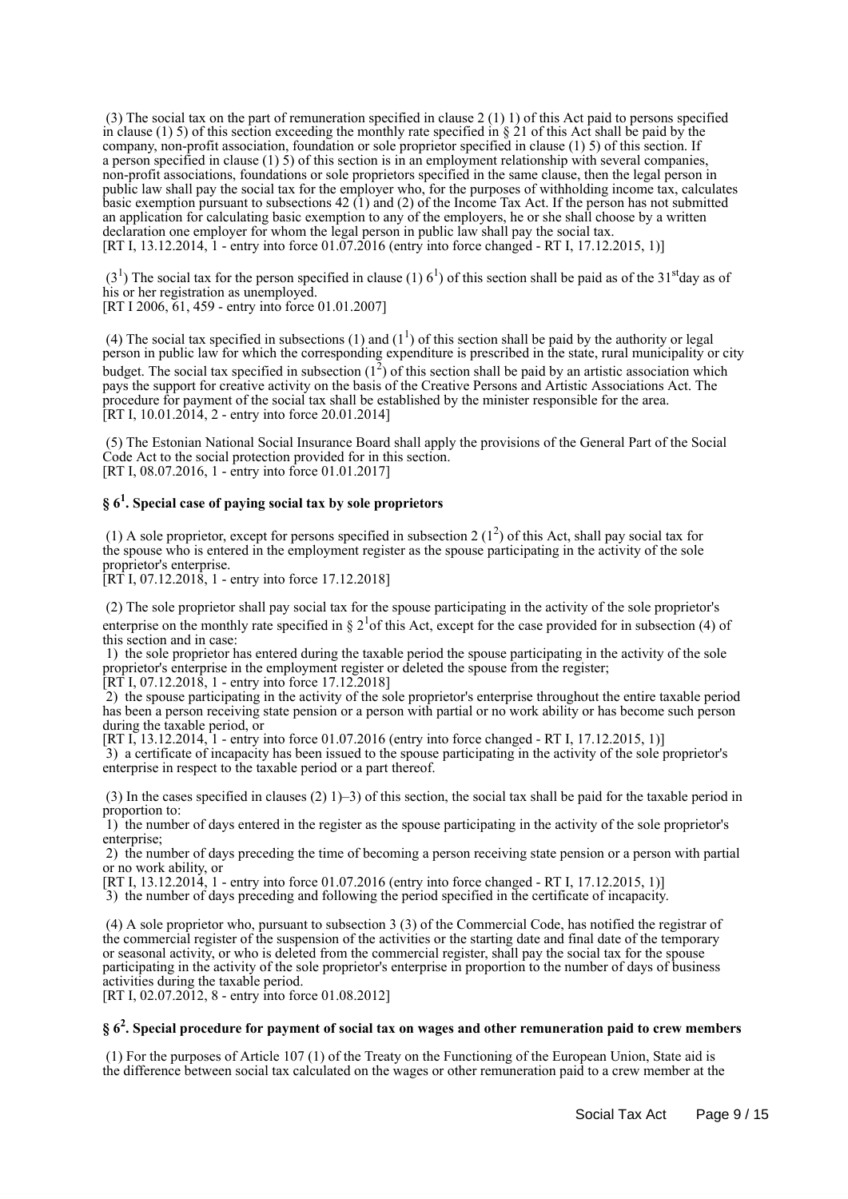(3) The social tax on the part of remuneration specified in clause 2 (1) 1) of this Act paid to persons specified in clause (1) 5) of this section exceeding the monthly rate specified in § 21 of this Act shall be paid by the company, non-profit association, foundation or sole proprietor specified in clause (1) 5) of this section. If a person specified in clause (1) 5) of this section is in an employment relationship with several companies, non-profit associations, foundations or sole proprietors specified in the same clause, then the legal person in public law shall pay the social tax for the employer who, for the purposes of withholding income tax, calculates basic exemption pursuant to subsections 42 (1) and (2) of the Income Tax Act. If the person has not submitted an application for calculating basic exemption to any of the employers, he or she shall choose by a written declaration one employer for whom the legal person in public law shall pay the social tax.
[RT I, 13.12.2014, 1 - entry into force 01.07.2016 (entry into force changed - RT I, 17.12.2015, 1)]

($3^1$) The social tax for the person specified in clause (1) $6^1$) of this section shall be paid as of the $31^{st}$ day as of his or her registration as unemployed.
[RT I 2006, 61, 459 - entry into force 01.01.2007]

(4) The social tax specified in subsections (1) and ($1^1$) of this section shall be paid by the authority or legal person in public law for which the corresponding expenditure is prescribed in the state, rural municipality or city budget. The social tax specified in subsection ($1^2$) of this section shall be paid by an artistic association which pays the support for creative activity on the basis of the Creative Persons and Artistic Associations Act. The procedure for payment of the social tax shall be established by the minister responsible for the area.
[RT I, 10.01.2014, 2 - entry into force 20.01.2014]

(5) The Estonian National Social Insurance Board shall apply the provisions of the General Part of the Social Code Act to the social protection provided for in this section.
[RT I, 08.07.2016, 1 - entry into force 01.01.2017]

## § $6^1$. Special case of paying social tax by sole proprietors

(1) A sole proprietor, except for persons specified in subsection 2 ($1^2$) of this Act, shall pay social tax for the spouse who is entered in the employment register as the spouse participating in the activity of the sole proprietor's enterprise.
[RT I, 07.12.2018, 1 - entry into force 17.12.2018]

(2) The sole proprietor shall pay social tax for the spouse participating in the activity of the sole proprietor's enterprise on the monthly rate specified in § $2^1$ of this Act, except for the case provided for in subsection (4) of this section and in case:
1) the sole proprietor has entered during the taxable period the spouse participating in the activity of the sole proprietor's enterprise in the employment register or deleted the spouse from the register;
[RT I, 07.12.2018, 1 - entry into force 17.12.2018]
2) the spouse participating in the activity of the sole proprietor's enterprise throughout the entire taxable period has been a person receiving state pension or a person with partial or no work ability or has become such person during the taxable period, or
[RT I, 13.12.2014, 1 - entry into force 01.07.2016 (entry into force changed - RT I, 17.12.2015, 1)]
3) a certificate of incapacity has been issued to the spouse participating in the activity of the sole proprietor's enterprise in respect to the taxable period or a part thereof.

(3) In the cases specified in clauses (2) 1)–3) of this section, the social tax shall be paid for the taxable period in proportion to:
1) the number of days entered in the register as the spouse participating in the activity of the sole proprietor's enterprise;
2) the number of days preceding the time of becoming a person receiving state pension or a person with partial or no work ability, or
[RT I, 13.12.2014, 1 - entry into force 01.07.2016 (entry into force changed - RT I, 17.12.2015, 1)]
3) the number of days preceding and following the period specified in the certificate of incapacity.

(4) A sole proprietor who, pursuant to subsection 3 (3) of the Commercial Code, has notified the registrar of the commercial register of the suspension of the activities or the starting date and final date of the temporary or seasonal activity, or who is deleted from the commercial register, shall pay the social tax for the spouse participating in the activity of the sole proprietor's enterprise in proportion to the number of days of business activities during the taxable period.
[RT I, 02.07.2012, 8 - entry into force 01.08.2012]

## § $6^2$. Special procedure for payment of social tax on wages and other remuneration paid to crew members

(1) For the purposes of Article 107 (1) of the Treaty on the Functioning of the European Union, State aid is the difference between social tax calculated on the wages or other remuneration paid to a crew member at the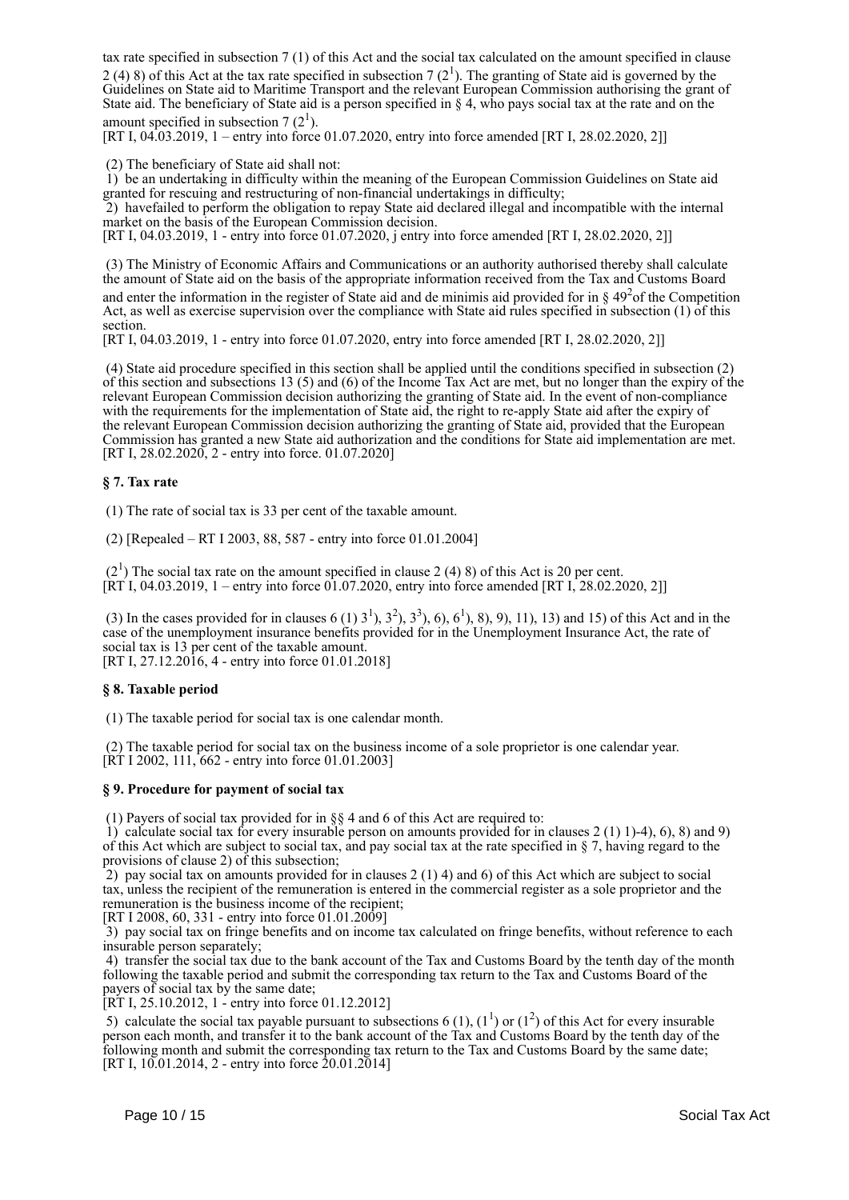tax rate specified in subsection 7 (1) of this Act and the social tax calculated on the amount specified in clause 2 (4) 8) of this Act at the tax rate specified in subsection 7 ($2^1$). The granting of State aid is governed by the Guidelines on State aid to Maritime Transport and the relevant European Commission authorising the grant of State aid. The beneficiary of State aid is a person specified in § 4, who pays social tax at the rate and on the amount specified in subsection 7 ($2^1$).
[RT I, 04.03.2019, 1 – entry into force 01.07.2020, entry into force amended [RT I, 28.02.2020, 2]]

(2) The beneficiary of State aid shall not:
1) be an undertaking in difficulty within the meaning of the European Commission Guidelines on State aid granted for rescuing and restructuring of non-financial undertakings in difficulty;
2) havefailed to perform the obligation to repay State aid declared illegal and incompatible with the internal market on the basis of the European Commission decision.
[RT I, 04.03.2019, 1 - entry into force 01.07.2020, j entry into force amended [RT I, 28.02.2020, 2]]

(3) The Ministry of Economic Affairs and Communications or an authority authorised thereby shall calculate the amount of State aid on the basis of the appropriate information received from the Tax and Customs Board and enter the information in the register of State aid and de minimis aid provided for in § $49^2$of the Competition Act, as well as exercise supervision over the compliance with State aid rules specified in subsection (1) of this section.
[RT I, 04.03.2019, 1 - entry into force 01.07.2020, entry into force amended [RT I, 28.02.2020, 2]]

(4) State aid procedure specified in this section shall be applied until the conditions specified in subsection (2) of this section and subsections 13 (5) and (6) of the Income Tax Act are met, but no longer than the expiry of the relevant European Commission decision authorizing the granting of State aid. In the event of non-compliance with the requirements for the implementation of State aid, the right to re-apply State aid after the expiry of the relevant European Commission decision authorizing the granting of State aid, provided that the European Commission has granted a new State aid authorization and the conditions for State aid implementation are met.
[RT I, 28.02.2020, 2 - entry into force. 01.07.2020]

### § 7. Tax rate

(1) The rate of social tax is 33 per cent of the taxable amount.

(2) [Repealed – RT I 2003, 88, 587 - entry into force 01.01.2004]

($2^1$) The social tax rate on the amount specified in clause 2 (4) 8) of this Act is 20 per cent.
[RT I, 04.03.2019, 1 – entry into force 01.07.2020, entry into force amended [RT I, 28.02.2020, 2]]

(3) In the cases provided for in clauses 6 (1) $3^1$), $3^2$), $3^3$), 6), $6^1$), 8), 9), 11), 13) and 15) of this Act and in the case of the unemployment insurance benefits provided for in the Unemployment Insurance Act, the rate of social tax is 13 per cent of the taxable amount.
[RT I, 27.12.2016, 4 - entry into force 01.01.2018]

### § 8. Taxable period

(1) The taxable period for social tax is one calendar month.

(2) The taxable period for social tax on the business income of a sole proprietor is one calendar year.
[RT I 2002, 111, 662 - entry into force 01.01.2003]

### § 9. Procedure for payment of social tax

(1) Payers of social tax provided for in §§ 4 and 6 of this Act are required to:
1) calculate social tax for every insurable person on amounts provided for in clauses 2 (1) 1)-4), 6), 8) and 9) of this Act which are subject to social tax, and pay social tax at the rate specified in § 7, having regard to the provisions of clause 2) of this subsection;
2) pay social tax on amounts provided for in clauses 2 (1) 4) and 6) of this Act which are subject to social tax, unless the recipient of the remuneration is entered in the commercial register as a sole proprietor and the remuneration is the business income of the recipient;
[RT I 2008, 60, 331 - entry into force 01.01.2009]
3) pay social tax on fringe benefits and on income tax calculated on fringe benefits, without reference to each insurable person separately;
4) transfer the social tax due to the bank account of the Tax and Customs Board by the tenth day of the month following the taxable period and submit the corresponding tax return to the Tax and Customs Board of the payers of social tax by the same date;
[RT I, 25.10.2012, 1 - entry into force 01.12.2012]
5) calculate the social tax payable pursuant to subsections 6 (1), ($1^1$) or ($1^2$) of this Act for every insurable person each month, and transfer it to the bank account of the Tax and Customs Board by the tenth day of the following month and submit the corresponding tax return to the Tax and Customs Board by the same date;
[RT I, 10.01.2014, 2 - entry into force 20.01.2014]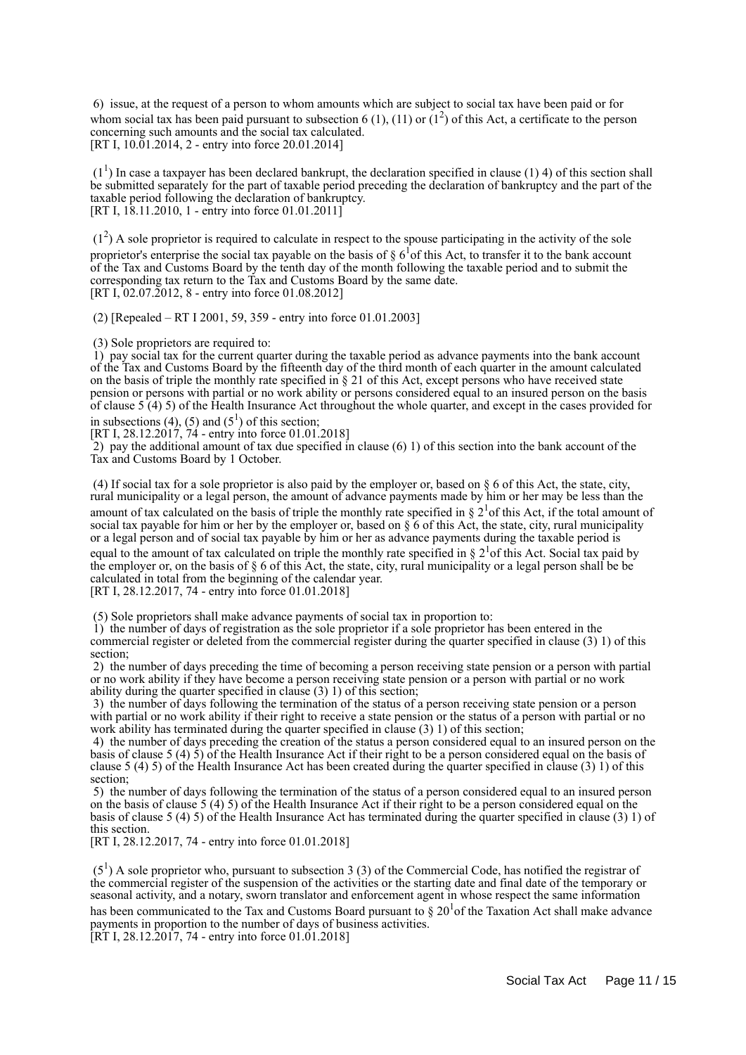6) issue, at the request of a person to whom amounts which are subject to social tax have been paid or for whom social tax has been paid pursuant to subsection 6 (1), (11) or ($1^2$) of this Act, a certificate to the person concerning such amounts and the social tax calculated.
[RT I, 10.01.2014, 2 - entry into force 20.01.2014]

($1^1$) In case a taxpayer has been declared bankrupt, the declaration specified in clause (1) 4) of this section shall be submitted separately for the part of taxable period preceding the declaration of bankruptcy and the part of the taxable period following the declaration of bankruptcy.
[RT I, 18.11.2010, 1 - entry into force 01.01.2011]

($1^2$) A sole proprietor is required to calculate in respect to the spouse participating in the activity of the sole proprietor's enterprise the social tax payable on the basis of § $6^1$ of this Act, to transfer it to the bank account of the Tax and Customs Board by the tenth day of the month following the taxable period and to submit the corresponding tax return to the Tax and Customs Board by the same date.
[RT I, 02.07.2012, 8 - entry into force 01.08.2012]

(2) [Repealed – RT I 2001, 59, 359 - entry into force 01.01.2003]

(3) Sole proprietors are required to:
1) pay social tax for the current quarter during the taxable period as advance payments into the bank account of the Tax and Customs Board by the fifteenth day of the third month of each quarter in the amount calculated on the basis of triple the monthly rate specified in § 21 of this Act, except persons who have received state pension or persons with partial or no work ability or persons considered equal to an insured person on the basis of clause 5 (4) 5) of the Health Insurance Act throughout the whole quarter, and except in the cases provided for in subsections (4), (5) and ($5^1$) of this section;
[RT I, 28.12.2017, 74 - entry into force 01.01.2018]
2) pay the additional amount of tax due specified in clause (6) 1) of this section into the bank account of the Tax and Customs Board by 1 October.

(4) If social tax for a sole proprietor is also paid by the employer or, based on § 6 of this Act, the state, city, rural municipality or a legal person, the amount of advance payments made by him or her may be less than the amount of tax calculated on the basis of triple the monthly rate specified in § $2^1$ of this Act, if the total amount of social tax payable for him or her by the employer or, based on § 6 of this Act, the state, city, rural municipality or a legal person and of social tax payable by him or her as advance payments during the taxable period is equal to the amount of tax calculated on triple the monthly rate specified in § $2^1$ of this Act. Social tax paid by the employer or, on the basis of § 6 of this Act, the state, city, rural municipality or a legal person shall be be calculated in total from the beginning of the calendar year.
[RT I, 28.12.2017, 74 - entry into force 01.01.2018]

(5) Sole proprietors shall make advance payments of social tax in proportion to:
1) the number of days of registration as the sole proprietor if a sole proprietor has been entered in the commercial register or deleted from the commercial register during the quarter specified in clause (3) 1) of this section;
2) the number of days preceding the time of becoming a person receiving state pension or a person with partial or no work ability if they have become a person receiving state pension or a person with partial or no work ability during the quarter specified in clause (3) 1) of this section;
3) the number of days following the termination of the status of a person receiving state pension or a person with partial or no work ability if their right to receive a state pension or the status of a person with partial or no work ability has terminated during the quarter specified in clause (3) 1) of this section;
4) the number of days preceding the creation of the status a person considered equal to an insured person on the basis of clause 5 (4) 5) of the Health Insurance Act if their right to be a person considered equal on the basis of clause 5 (4) 5) of the Health Insurance Act has been created during the quarter specified in clause (3) 1) of this section;
5) the number of days following the termination of the status of a person considered equal to an insured person on the basis of clause 5 (4) 5) of the Health Insurance Act if their right to be a person considered equal on the basis of clause 5 (4) 5) of the Health Insurance Act has terminated during the quarter specified in clause (3) 1) of this section.
[RT I, 28.12.2017, 74 - entry into force 01.01.2018]

($5^1$) A sole proprietor who, pursuant to subsection 3 (3) of the Commercial Code, has notified the registrar of the commercial register of the suspension of the activities or the starting date and final date of the temporary or seasonal activity, and a notary, sworn translator and enforcement agent in whose respect the same information has been communicated to the Tax and Customs Board pursuant to § $20^1$ of the Taxation Act shall make advance payments in proportion to the number of days of business activities.
[RT I, 28.12.2017, 74 - entry into force 01.01.2018]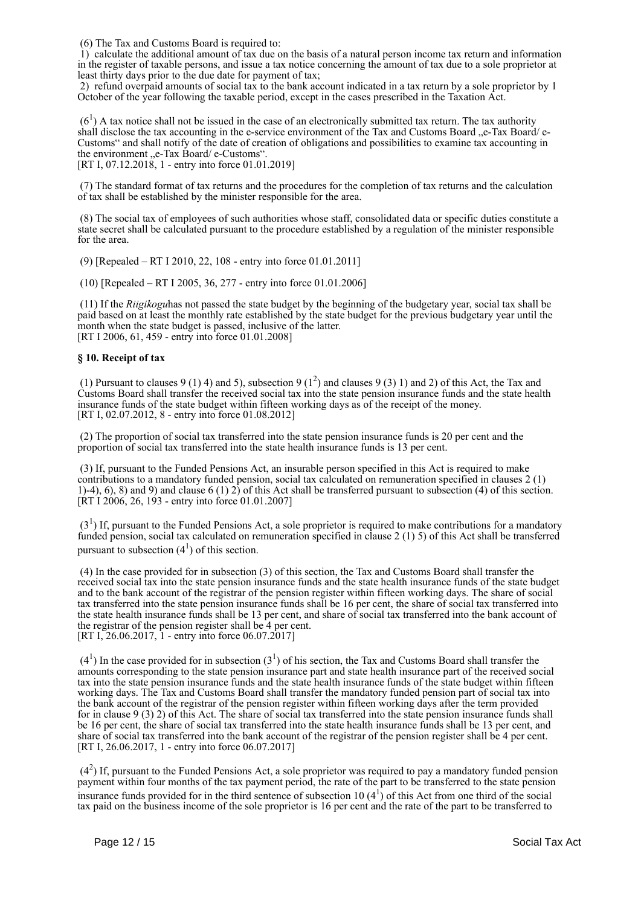(6) The Tax and Customs Board is required to:

1) calculate the additional amount of tax due on the basis of a natural person income tax return and information in the register of taxable persons, and issue a tax notice concerning the amount of tax due to a sole proprietor at least thirty days prior to the due date for payment of tax;

2) refund overpaid amounts of social tax to the bank account indicated in a tax return by a sole proprietor by 1 October of the year following the taxable period, except in the cases prescribed in the Taxation Act.

($6^1$) A tax notice shall not be issued in the case of an electronically submitted tax return. The tax authority shall disclose the tax accounting in the e-service environment of the Tax and Customs Board „e-Tax Board/ e-Customs" and shall notify of the date of creation of obligations and possibilities to examine tax accounting in the environment „e-Tax Board/ e-Customs".
[RT I, 07.12.2018, 1 - entry into force 01.01.2019]

(7) The standard format of tax returns and the procedures for the completion of tax returns and the calculation of tax shall be established by the minister responsible for the area.

(8) The social tax of employees of such authorities whose staff, consolidated data or specific duties constitute a state secret shall be calculated pursuant to the procedure established by a regulation of the minister responsible for the area.

(9) [Repealed – RT I 2010, 22, 108 - entry into force 01.01.2011]

(10) [Repealed – RT I 2005, 36, 277 - entry into force 01.01.2006]

(11) If the *Riigikogu*has not passed the state budget by the beginning of the budgetary year, social tax shall be paid based on at least the monthly rate established by the state budget for the previous budgetary year until the month when the state budget is passed, inclusive of the latter.
[RT I 2006, 61, 459 - entry into force 01.01.2008]

**§ 10. Receipt of tax**

(1) Pursuant to clauses 9 (1) 4) and 5), subsection 9 ($1^2$) and clauses 9 (3) 1) and 2) of this Act, the Tax and Customs Board shall transfer the received social tax into the state pension insurance funds and the state health insurance funds of the state budget within fifteen working days as of the receipt of the money.
[RT I, 02.07.2012, 8 - entry into force 01.08.2012]

(2) The proportion of social tax transferred into the state pension insurance funds is 20 per cent and the proportion of social tax transferred into the state health insurance funds is 13 per cent.

(3) If, pursuant to the Funded Pensions Act, an insurable person specified in this Act is required to make contributions to a mandatory funded pension, social tax calculated on remuneration specified in clauses 2 (1) 1)-4), 6), 8) and 9) and clause 6 (1) 2) of this Act shall be transferred pursuant to subsection (4) of this section.
[RT I 2006, 26, 193 - entry into force 01.01.2007]

($3^1$) If, pursuant to the Funded Pensions Act, a sole proprietor is required to make contributions for a mandatory funded pension, social tax calculated on remuneration specified in clause 2 (1) 5) of this Act shall be transferred pursuant to subsection ($4^1$) of this section.

(4) In the case provided for in subsection (3) of this section, the Tax and Customs Board shall transfer the received social tax into the state pension insurance funds and the state health insurance funds of the state budget and to the bank account of the registrar of the pension register within fifteen working days. The share of social tax transferred into the state pension insurance funds shall be 16 per cent, the share of social tax transferred into the state health insurance funds shall be 13 per cent, and share of social tax transferred into the bank account of the registrar of the pension register shall be 4 per cent.
[RT I, 26.06.2017, 1 - entry into force 06.07.2017]

($4^1$) In the case provided for in subsection ($3^1$) of his section, the Tax and Customs Board shall transfer the amounts corresponding to the state pension insurance part and state health insurance part of the received social tax into the state pension insurance funds and the state health insurance funds of the state budget within fifteen working days. The Tax and Customs Board shall transfer the mandatory funded pension part of social tax into the bank account of the registrar of the pension register within fifteen working days after the term provided for in clause 9 (3) 2) of this Act. The share of social tax transferred into the state pension insurance funds shall be 16 per cent, the share of social tax transferred into the state health insurance funds shall be 13 per cent, and share of social tax transferred into the bank account of the registrar of the pension register shall be 4 per cent.
[RT I, 26.06.2017, 1 - entry into force 06.07.2017]

($4^2$) If, pursuant to the Funded Pensions Act, a sole proprietor was required to pay a mandatory funded pension payment within four months of the tax payment period, the rate of the part to be transferred to the state pension insurance funds provided for in the third sentence of subsection 10 ($4^1$) of this Act from one third of the social tax paid on the business income of the sole proprietor is 16 per cent and the rate of the part to be transferred to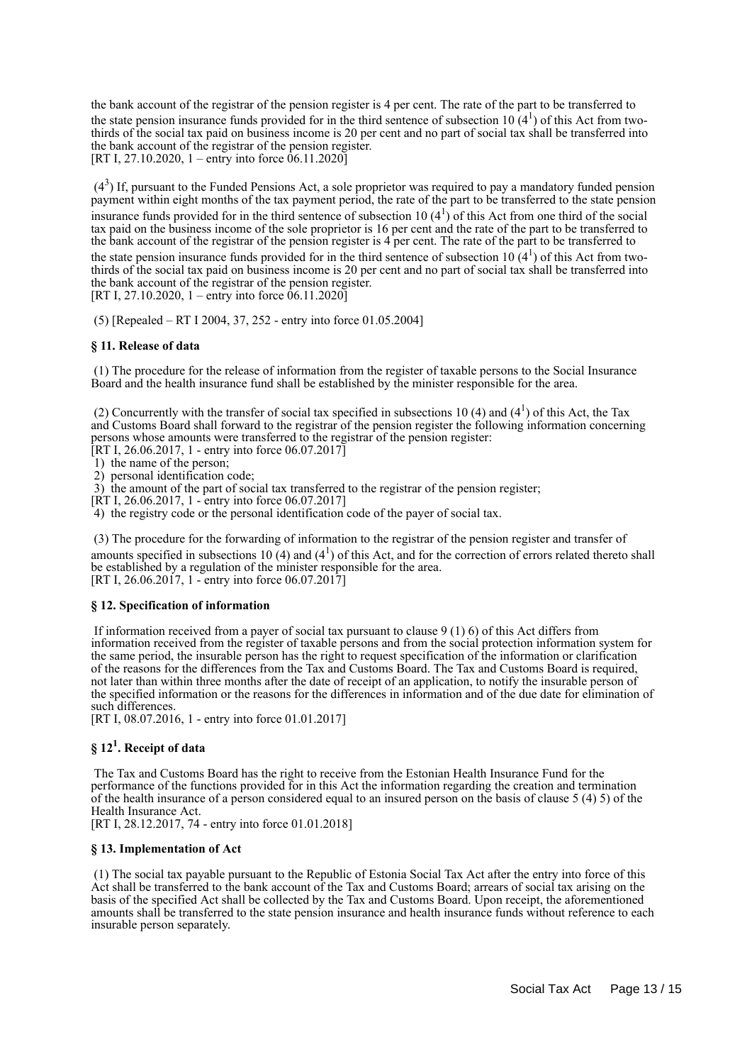the bank account of the registrar of the pension register is 4 per cent. The rate of the part to be transferred to the state pension insurance funds provided for in the third sentence of subsection 10 ($4^1$) of this Act from two-thirds of the social tax paid on business income is 20 per cent and no part of social tax shall be transferred into the bank account of the registrar of the pension register.
[RT I, 27.10.2020, 1 – entry into force 06.11.2020]

($4^3$) If, pursuant to the Funded Pensions Act, a sole proprietor was required to pay a mandatory funded pension payment within eight months of the tax payment period, the rate of the part to be transferred to the state pension insurance funds provided for in the third sentence of subsection 10 ($4^1$) of this Act from one third of the social tax paid on the business income of the sole proprietor is 16 per cent and the rate of the part to be transferred to the bank account of the registrar of the pension register is 4 per cent. The rate of the part to be transferred to the state pension insurance funds provided for in the third sentence of subsection 10 ($4^1$) of this Act from two-thirds of the social tax paid on business income is 20 per cent and no part of social tax shall be transferred into the bank account of the registrar of the pension register.
[RT I, 27.10.2020, 1 – entry into force 06.11.2020]

(5) [Repealed – RT I 2004, 37, 252 - entry into force 01.05.2004]

### § 11. Release of data

(1) The procedure for the release of information from the register of taxable persons to the Social Insurance Board and the health insurance fund shall be established by the minister responsible for the area.

(2) Concurrently with the transfer of social tax specified in subsections 10 (4) and ($4^1$) of this Act, the Tax and Customs Board shall forward to the registrar of the pension register the following information concerning persons whose amounts were transferred to the registrar of the pension register:
[RT I, 26.06.2017, 1 - entry into force 06.07.2017]
1) the name of the person;
2) personal identification code;
3) the amount of the part of social tax transferred to the registrar of the pension register;
[RT I, 26.06.2017, 1 - entry into force 06.07.2017]
4) the registry code or the personal identification code of the payer of social tax.

(3) The procedure for the forwarding of information to the registrar of the pension register and transfer of amounts specified in subsections 10 (4) and ($4^1$) of this Act, and for the correction of errors related thereto shall be established by a regulation of the minister responsible for the area.
[RT I, 26.06.2017, 1 - entry into force 06.07.2017]

### § 12. Specification of information

If information received from a payer of social tax pursuant to clause 9 (1) 6) of this Act differs from information received from the register of taxable persons and from the social protection information system for the same period, the insurable person has the right to request specification of the information or clarification of the reasons for the differences from the Tax and Customs Board. The Tax and Customs Board is required, not later than within three months after the date of receipt of an application, to notify the insurable person of the specified information or the reasons for the differences in information and of the due date for elimination of such differences.
[RT I, 08.07.2016, 1 - entry into force 01.01.2017]

### § $12^1$. Receipt of data

The Tax and Customs Board has the right to receive from the Estonian Health Insurance Fund for the performance of the functions provided for in this Act the information regarding the creation and termination of the health insurance of a person considered equal to an insured person on the basis of clause 5 (4) 5) of the Health Insurance Act.
[RT I, 28.12.2017, 74 - entry into force 01.01.2018]

### § 13. Implementation of Act

(1) The social tax payable pursuant to the Republic of Estonia Social Tax Act after the entry into force of this Act shall be transferred to the bank account of the Tax and Customs Board; arrears of social tax arising on the basis of the specified Act shall be collected by the Tax and Customs Board. Upon receipt, the aforementioned amounts shall be transferred to the state pension insurance and health insurance funds without reference to each insurable person separately.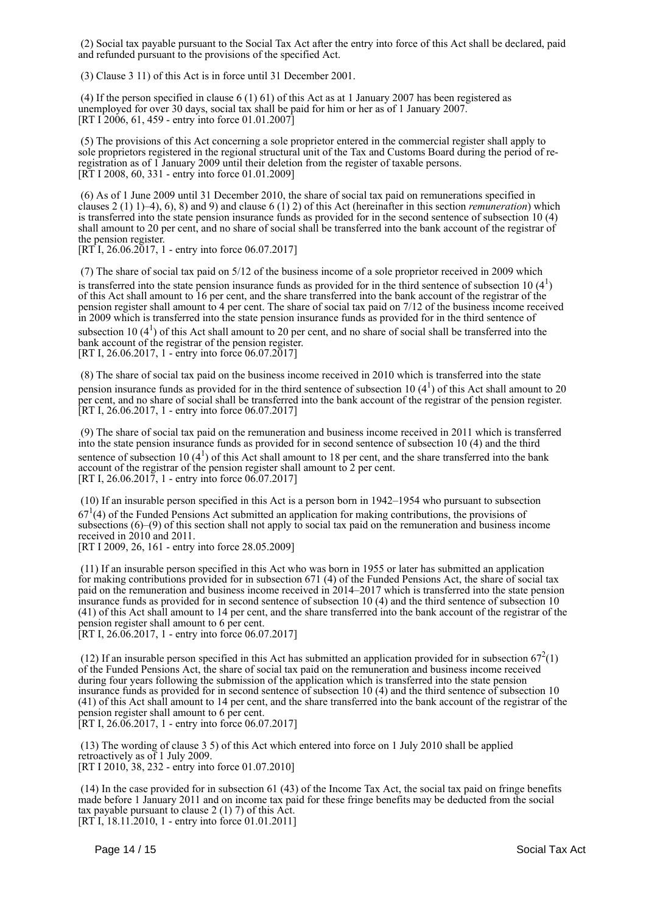(2) Social tax payable pursuant to the Social Tax Act after the entry into force of this Act shall be declared, paid and refunded pursuant to the provisions of the specified Act.

(3) Clause 3 11) of this Act is in force until 31 December 2001.

(4) If the person specified in clause 6 (1) 61) of this Act as at 1 January 2007 has been registered as unemployed for over 30 days, social tax shall be paid for him or her as of 1 January 2007.
[RT I 2006, 61, 459 - entry into force 01.01.2007]

(5) The provisions of this Act concerning a sole proprietor entered in the commercial register shall apply to sole proprietors registered in the regional structural unit of the Tax and Customs Board during the period of re-registration as of 1 January 2009 until their deletion from the register of taxable persons.
[RT I 2008, 60, 331 - entry into force 01.01.2009]

(6) As of 1 June 2009 until 31 December 2010, the share of social tax paid on remunerations specified in clauses 2 (1) 1)–4), 6), 8) and 9) and clause 6 (1) 2) of this Act (hereinafter in this section *remuneration*) which is transferred into the state pension insurance funds as provided for in the second sentence of subsection 10 (4) shall amount to 20 per cent, and no share of social shall be transferred into the bank account of the registrar of the pension register.
[RT I, 26.06.2017, 1 - entry into force 06.07.2017]

(7) The share of social tax paid on 5/12 of the business income of a sole proprietor received in 2009 which is transferred into the state pension insurance funds as provided for in the third sentence of subsection 10 ($4^1$) of this Act shall amount to 16 per cent, and the share transferred into the bank account of the registrar of the pension register shall amount to 4 per cent. The share of social tax paid on 7/12 of the business income received in 2009 which is transferred into the state pension insurance funds as provided for in the third sentence of subsection 10 ($4^1$) of this Act shall amount to 20 per cent, and no share of social shall be transferred into the bank account of the registrar of the pension register.
[RT I, 26.06.2017, 1 - entry into force 06.07.2017]

(8) The share of social tax paid on the business income received in 2010 which is transferred into the state pension insurance funds as provided for in the third sentence of subsection 10 ($4^1$) of this Act shall amount to 20 per cent, and no share of social shall be transferred into the bank account of the registrar of the pension register.
[RT I, 26.06.2017, 1 - entry into force 06.07.2017]

(9) The share of social tax paid on the remuneration and business income received in 2011 which is transferred into the state pension insurance funds as provided for in second sentence of subsection 10 (4) and the third sentence of subsection 10 ($4^1$) of this Act shall amount to 18 per cent, and the share transferred into the bank account of the registrar of the pension register shall amount to 2 per cent.
[RT I, 26.06.2017, 1 - entry into force 06.07.2017]

(10) If an insurable person specified in this Act is a person born in 1942–1954 who pursuant to subsection $67^1$(4) of the Funded Pensions Act submitted an application for making contributions, the provisions of subsections (6)–(9) of this section shall not apply to social tax paid on the remuneration and business income received in 2010 and 2011.
[RT I 2009, 26, 161 - entry into force 28.05.2009]

(11) If an insurable person specified in this Act who was born in 1955 or later has submitted an application for making contributions provided for in subsection 671 (4) of the Funded Pensions Act, the share of social tax paid on the remuneration and business income received in 2014–2017 which is transferred into the state pension insurance funds as provided for in second sentence of subsection 10 (4) and the third sentence of subsection 10 (41) of this Act shall amount to 14 per cent, and the share transferred into the bank account of the registrar of the pension register shall amount to 6 per cent.
[RT I, 26.06.2017, 1 - entry into force 06.07.2017]

(12) If an insurable person specified in this Act has submitted an application provided for in subsection $67^2$(1) of the Funded Pensions Act, the share of social tax paid on the remuneration and business income received during four years following the submission of the application which is transferred into the state pension insurance funds as provided for in second sentence of subsection 10 (4) and the third sentence of subsection 10 (41) of this Act shall amount to 14 per cent, and the share transferred into the bank account of the registrar of the pension register shall amount to 6 per cent.
[RT I, 26.06.2017, 1 - entry into force 06.07.2017]

(13) The wording of clause 3 5) of this Act which entered into force on 1 July 2010 shall be applied retroactively as of 1 July 2009.
[RT I 2010, 38, 232 - entry into force 01.07.2010]

(14) In the case provided for in subsection 61 (43) of the Income Tax Act, the social tax paid on fringe benefits made before 1 January 2011 and on income tax paid for these fringe benefits may be deducted from the social tax payable pursuant to clause 2 (1) 7) of this Act.
[RT I, 18.11.2010, 1 - entry into force 01.01.2011]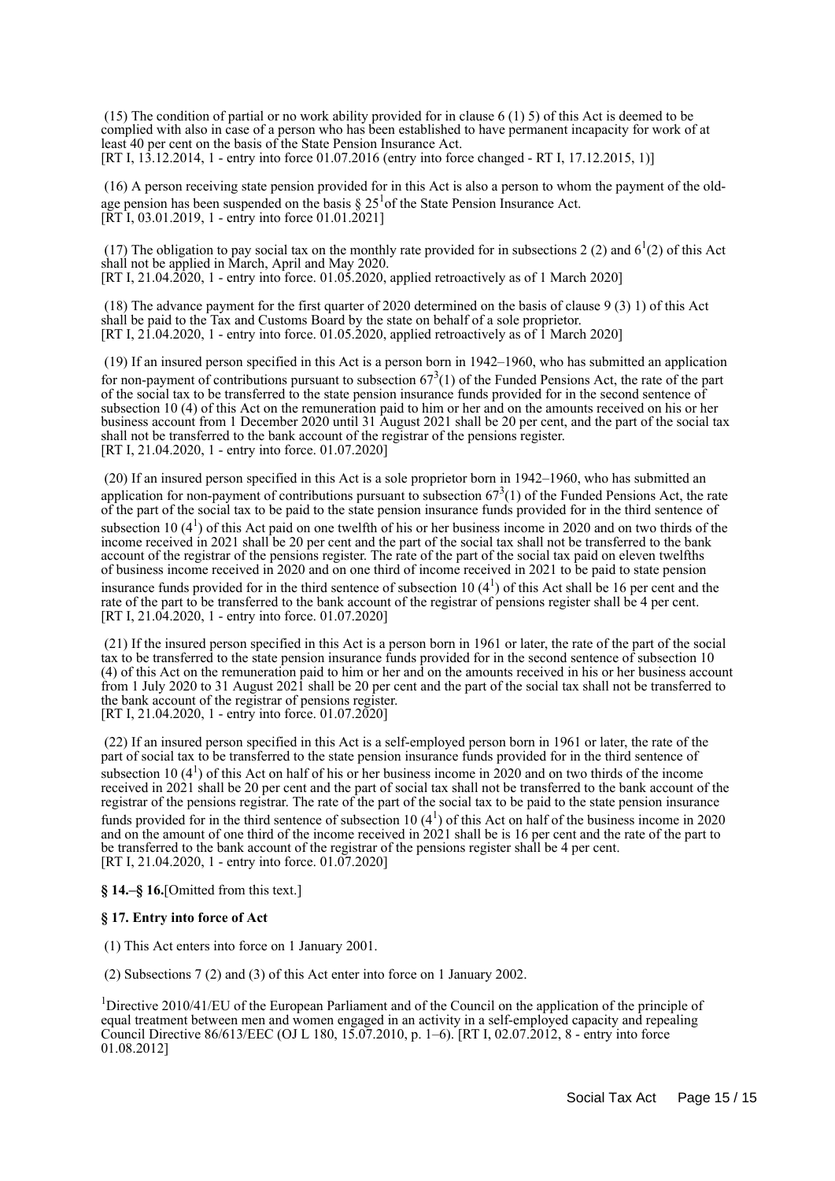(15) The condition of partial or no work ability provided for in clause 6 (1) 5) of this Act is deemed to be complied with also in case of a person who has been established to have permanent incapacity for work of at least 40 per cent on the basis of the State Pension Insurance Act.
[RT I, 13.12.2014, 1 - entry into force 01.07.2016 (entry into force changed - RT I, 17.12.2015, 1)]

(16) A person receiving state pension provided for in this Act is also a person to whom the payment of the old-age pension has been suspended on the basis § $25^1$ of the State Pension Insurance Act.
[RT I, 03.01.2019, 1 - entry into force 01.01.2021]

(17) The obligation to pay social tax on the monthly rate provided for in subsections 2 (2) and $6^1$(2) of this Act shall not be applied in March, April and May 2020.
[RT I, 21.04.2020, 1 - entry into force. 01.05.2020, applied retroactively as of 1 March 2020]

(18) The advance payment for the first quarter of 2020 determined on the basis of clause 9 (3) 1) of this Act shall be paid to the Tax and Customs Board by the state on behalf of a sole proprietor.
[RT I, 21.04.2020, 1 - entry into force. 01.05.2020, applied retroactively as of 1 March 2020]

(19) If an insured person specified in this Act is a person born in 1942–1960, who has submitted an application for non-payment of contributions pursuant to subsection $67^3$(1) of the Funded Pensions Act, the rate of the part of the social tax to be transferred to the state pension insurance funds provided for in the second sentence of subsection 10 (4) of this Act on the remuneration paid to him or her and on the amounts received on his or her business account from 1 December 2020 until 31 August 2021 shall be 20 per cent, and the part of the social tax shall not be transferred to the bank account of the registrar of the pensions register.
[RT I, 21.04.2020, 1 - entry into force. 01.07.2020]

(20) If an insured person specified in this Act is a sole proprietor born in 1942–1960, who has submitted an application for non-payment of contributions pursuant to subsection $67^3$(1) of the Funded Pensions Act, the rate of the part of the social tax to be paid to the state pension insurance funds provided for in the third sentence of subsection 10 ($4^1$) of this Act paid on one twelfth of his or her business income in 2020 and on two thirds of the income received in 2021 shall be 20 per cent and the part of the social tax shall not be transferred to the bank account of the registrar of the pensions register. The rate of the part of the social tax paid on eleven twelfths of business income received in 2020 and on one third of income received in 2021 to be paid to state pension insurance funds provided for in the third sentence of subsection 10 ($4^1$) of this Act shall be 16 per cent and the rate of the part to be transferred to the bank account of the registrar of pensions register shall be 4 per cent.
[RT I, 21.04.2020, 1 - entry into force. 01.07.2020]

(21) If the insured person specified in this Act is a person born in 1961 or later, the rate of the part of the social tax to be transferred to the state pension insurance funds provided for in the second sentence of subsection 10 (4) of this Act on the remuneration paid to him or her and on the amounts received in his or her business account from 1 July 2020 to 31 August 2021 shall be 20 per cent and the part of the social tax shall not be transferred to the bank account of the registrar of pensions register.
[RT I, 21.04.2020, 1 - entry into force. 01.07.2020]

(22) If an insured person specified in this Act is a self-employed person born in 1961 or later, the rate of the part of social tax to be transferred to the state pension insurance funds provided for in the third sentence of subsection 10 ($4^1$) of this Act on half of his or her business income in 2020 and on two thirds of the income received in 2021 shall be 20 per cent and the part of social tax shall not be transferred to the bank account of the registrar of the pensions registrar. The rate of the part of the social tax to be paid to the state pension insurance funds provided for in the third sentence of subsection 10 ($4^1$) of this Act on half of the business income in 2020 and on the amount of one third of the income received in 2021 shall be is 16 per cent and the rate of the part to be transferred to the bank account of the registrar of the pensions register shall be 4 per cent.
[RT I, 21.04.2020, 1 - entry into force. 01.07.2020]

**§ 14.–§ 16.**[Omitted from this text.]

**§ 17. Entry into force of Act**

(1) This Act enters into force on 1 January 2001.

(2) Subsections 7 (2) and (3) of this Act enter into force on 1 January 2002.

[1] Directive 2010/41/EU of the European Parliament and of the Council on the application of the principle of equal treatment between men and women engaged in an activity in a self-employed capacity and repealing Council Directive 86/613/EEC (OJ L 180, 15.07.2010, p. 1–6). [RT I, 02.07.2012, 8 - entry into force 01.08.2012]